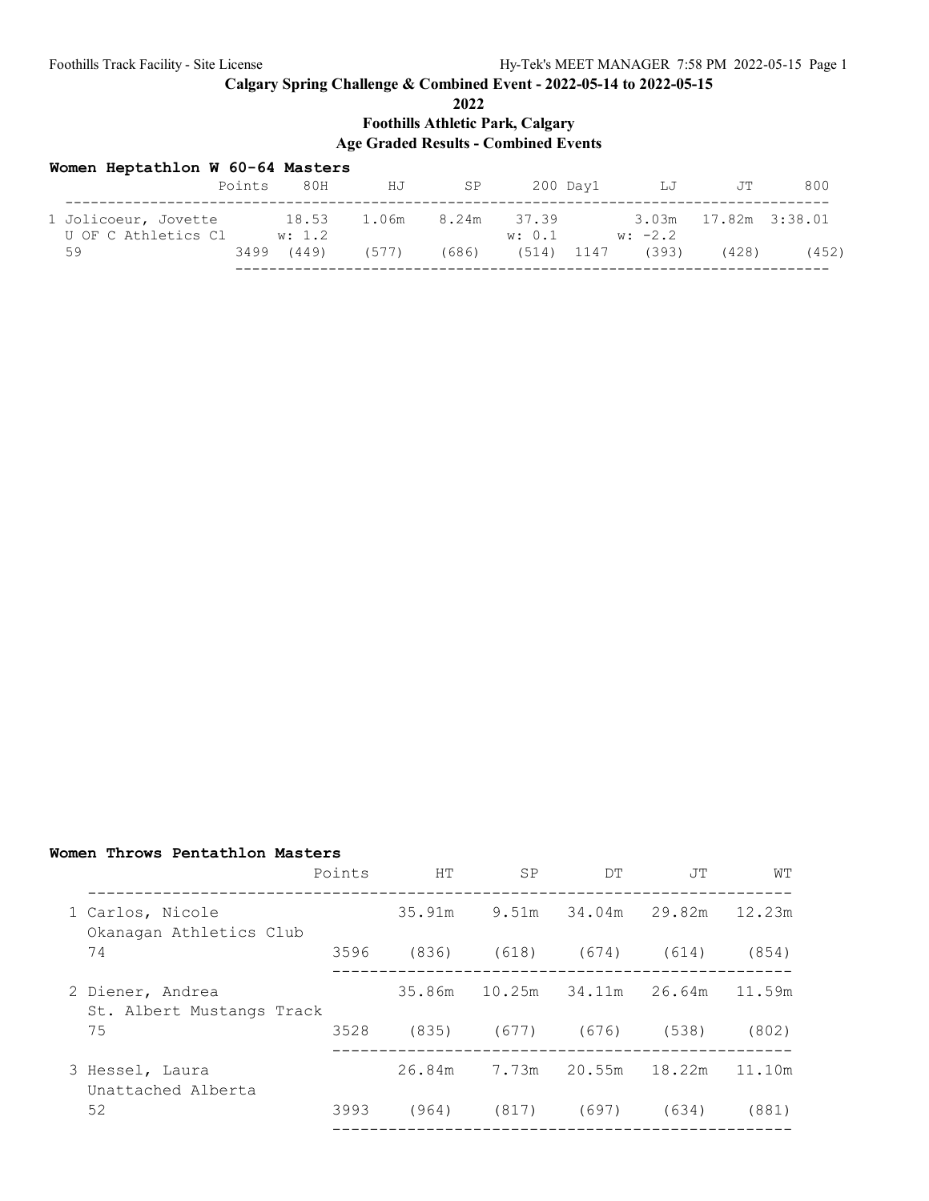# Calgary Spring Challenge & Combined Event - 2022-05-14 to 2022-05-15

## 2022

## Foothills Athletic Park, Calgary

## Age Graded Results - Combined Events

### Women Heptathlon W 60-64 Masters

| | Points | 80H | HJ | SP | 200 | Day1 | LJ | JT | 800 |
|---|---|---|---|---|---|---|---|---|---|
| 1 Jolicoeur, Jovette | | 18.53 | 1.06m | 8.24m | 37.39 | | 3.03m | 17.82m | 3:38.01 |
| U OF C Athletics Cl | | w: 1.2 | | | w: 0.1 | | w: -2.2 | | |
| 59 | 3499 | (449) | (577) | (686) | (514) | 1147 | (393) | (428) | (452) |

### Women Throws Pentathlon Masters

| | Points | HT | SP | DT | JT | WT |
|---|---|---|---|---|---|---|
| 1 Carlos, Nicole | | 35.91m | 9.51m | 34.04m | 29.82m | 12.23m |
| Okanagan Athletics Club | | | | | | |
| 74 | 3596 | (836) | (618) | (674) | (614) | (854) |
| 2 Diener, Andrea | | 35.86m | 10.25m | 34.11m | 26.64m | 11.59m |
| St. Albert Mustangs Track | | | | | | |
| 75 | 3528 | (835) | (677) | (676) | (538) | (802) |
| 3 Hessel, Laura | | 26.84m | 7.73m | 20.55m | 18.22m | 11.10m |
| Unattached Alberta | | | | | | |
| 52 | 3993 | (964) | (817) | (697) | (634) | (881) |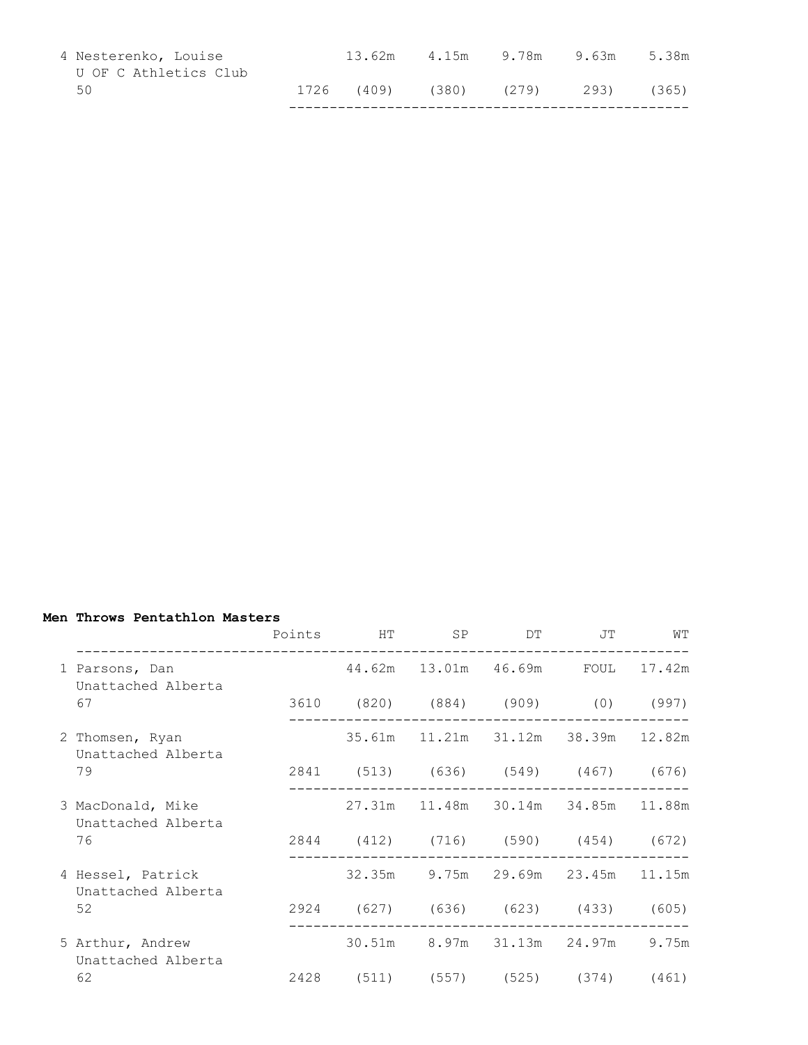| | Points | | | | | |
|---|---|---|---|---|---|---|
| 4 Nesterenko, Louise<br>U OF C Athletics Club<br>50 | 1726 | 13.62m<br>(409) | 4.15m<br>(380) | 9.78m<br>(279) | 9.63m<br>293) | 5.38m<br>(365) |

**Men Throws Pentathlon Masters**

| | Points | HT | SP | DT | JT | WT |
|---|---|---|---|---|---|---|
| 1 Parsons, Dan<br>Unattached Alberta<br>67 | 3610 | 44.62m<br>(820) | 13.01m<br>(884) | 46.69m<br>(909) | FOUL<br>(0) | 17.42m<br>(997) |
| 2 Thomsen, Ryan<br>Unattached Alberta<br>79 | 2841 | 35.61m<br>(513) | 11.21m<br>(636) | 31.12m<br>(549) | 38.39m<br>(467) | 12.82m<br>(676) |
| 3 MacDonald, Mike<br>Unattached Alberta<br>76 | 2844 | 27.31m<br>(412) | 11.48m<br>(716) | 30.14m<br>(590) | 34.85m<br>(454) | 11.88m<br>(672) |
| 4 Hessel, Patrick<br>Unattached Alberta<br>52 | 2924 | 32.35m<br>(627) | 9.75m<br>(636) | 29.69m<br>(623) | 23.45m<br>(433) | 11.15m<br>(605) |
| 5 Arthur, Andrew<br>Unattached Alberta<br>62 | 2428 | 30.51m<br>(511) | 8.97m<br>(557) | 31.13m<br>(525) | 24.97m<br>(374) | 9.75m<br>(461) |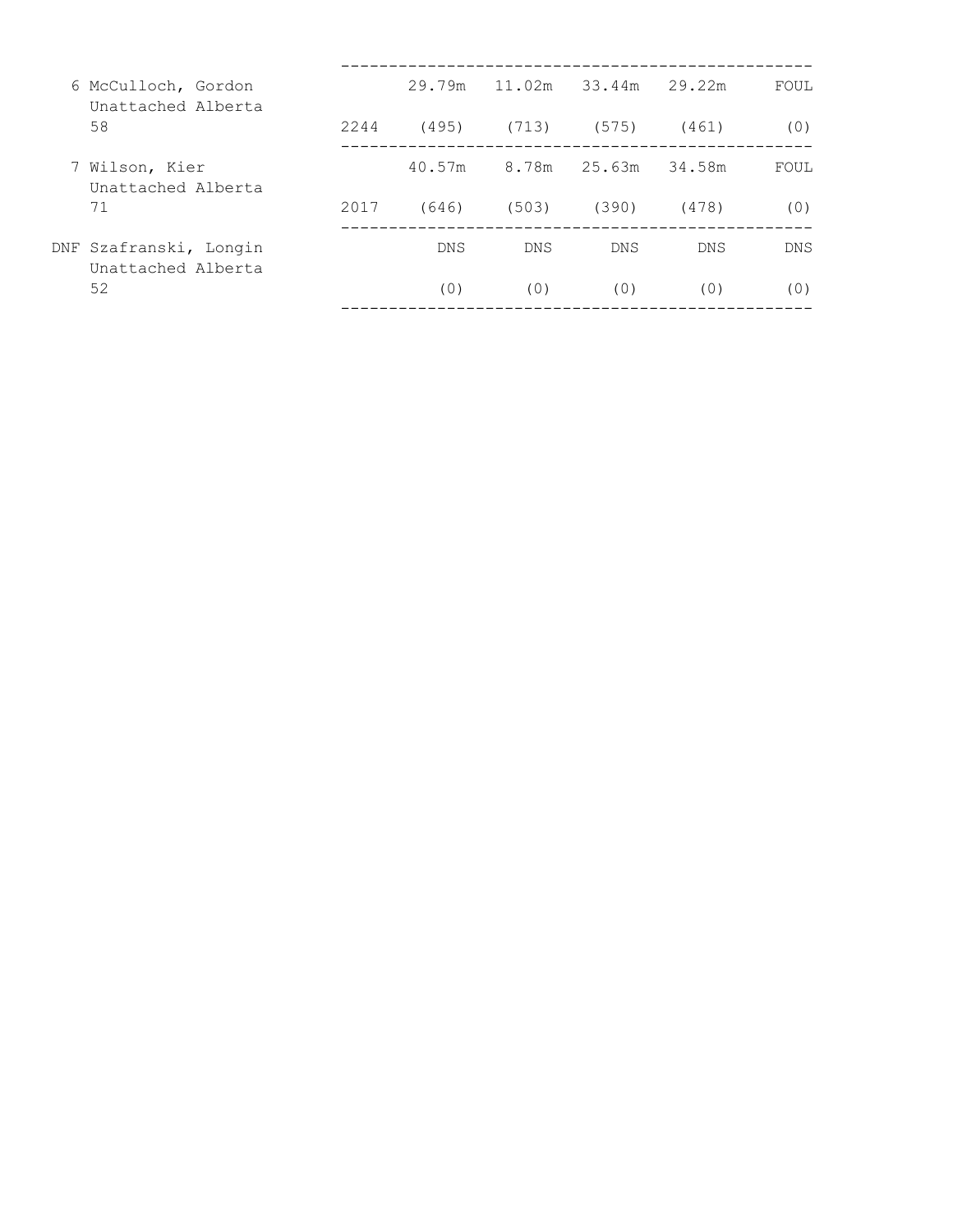| | | | | | | | |
|---|---|---|---|---|---|---|---|
| 6 | McCulloch, Gordon<br>Unattached Alberta<br>58 | 2244 | 29.79m<br>(495) | 11.02m<br>(713) | 33.44m<br>(575) | 29.22m<br>(461) | FOUL<br>(0) |
| 7 | Wilson, Kier<br>Unattached Alberta<br>71 | 2017 | 40.57m<br>(646) | 8.78m<br>(503) | 25.63m<br>(390) | 34.58m<br>(478) | FOUL<br>(0) |
| DNF | Szafranski, Longin<br>Unattached Alberta<br>52 | | DNS<br>(0) | DNS<br>(0) | DNS<br>(0) | DNS<br>(0) | DNS<br>(0) |